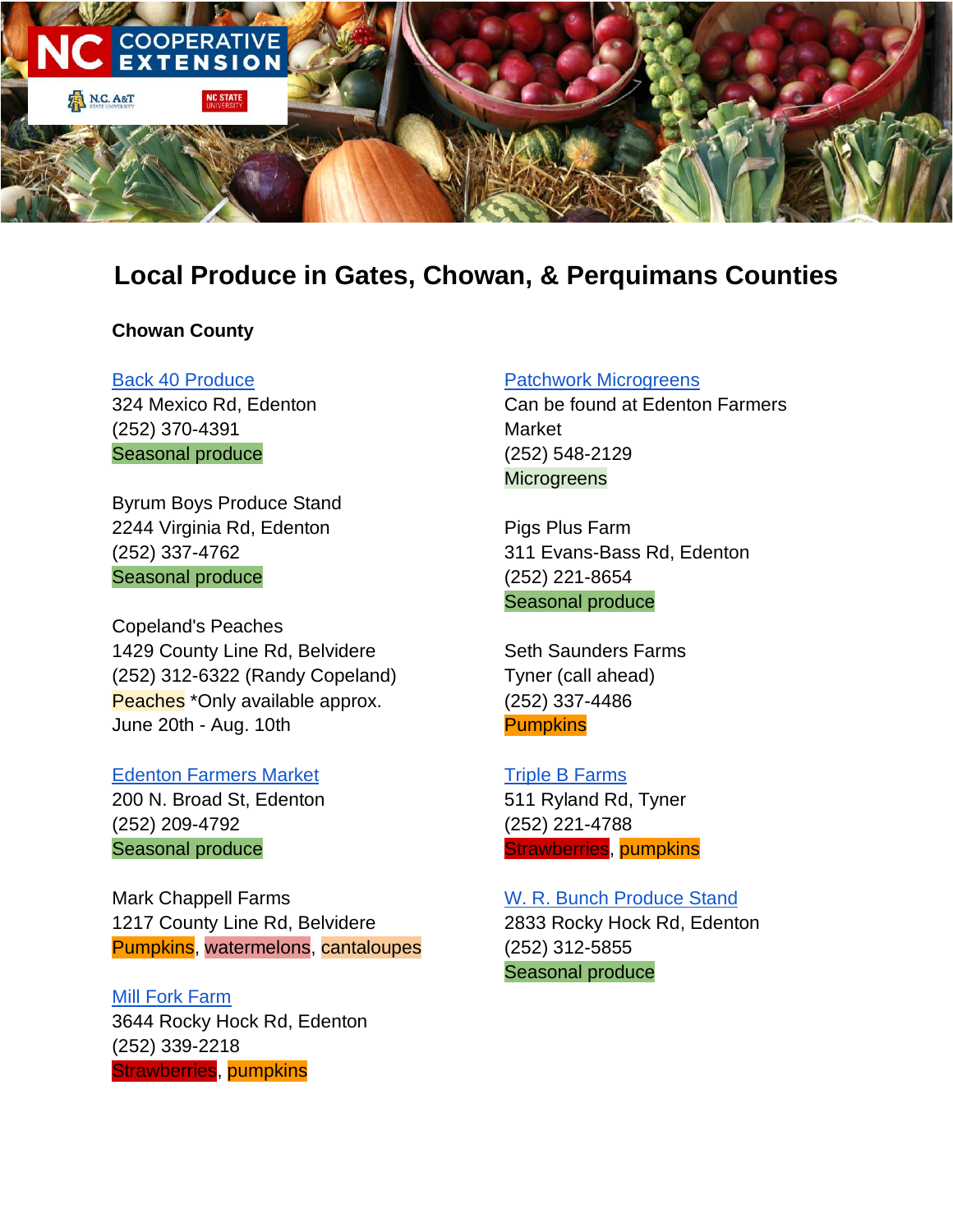# Local Produce in Gates, Chowan, & Perquimans Counties

## Chowan County

Back 40 Produce
324 Mexico Rd, Edenton
(252) 370-4391
Seasonal produce

Byrum Boys Produce Stand
2244 Virginia Rd, Edenton
(252) 337-4762
Seasonal produce

Copeland's Peaches
1429 County Line Rd, Belvidere
(252) 312-6322 (Randy Copeland)
Peaches *Only available approx. June 20th - Aug. 10th

Edenton Farmers Market
200 N. Broad St, Edenton
(252) 209-4792
Seasonal produce

Mark Chappell Farms
1217 County Line Rd, Belvidere
Pumpkins, watermelons, cantaloupes

Mill Fork Farm
3644 Rocky Hock Rd, Edenton
(252) 339-2218
Strawberries, pumpkins

Patchwork Microgreens
Can be found at Edenton Farmers Market
(252) 548-2129
Microgreens

Pigs Plus Farm
311 Evans-Bass Rd, Edenton
(252) 221-8654
Seasonal produce

Seth Saunders Farms
Tyner (call ahead)
(252) 337-4486
Pumpkins

Triple B Farms
511 Ryland Rd, Tyner
(252) 221-4788
Strawberries, pumpkins

W. R. Bunch Produce Stand
2833 Rocky Hock Rd, Edenton
(252) 312-5855
Seasonal produce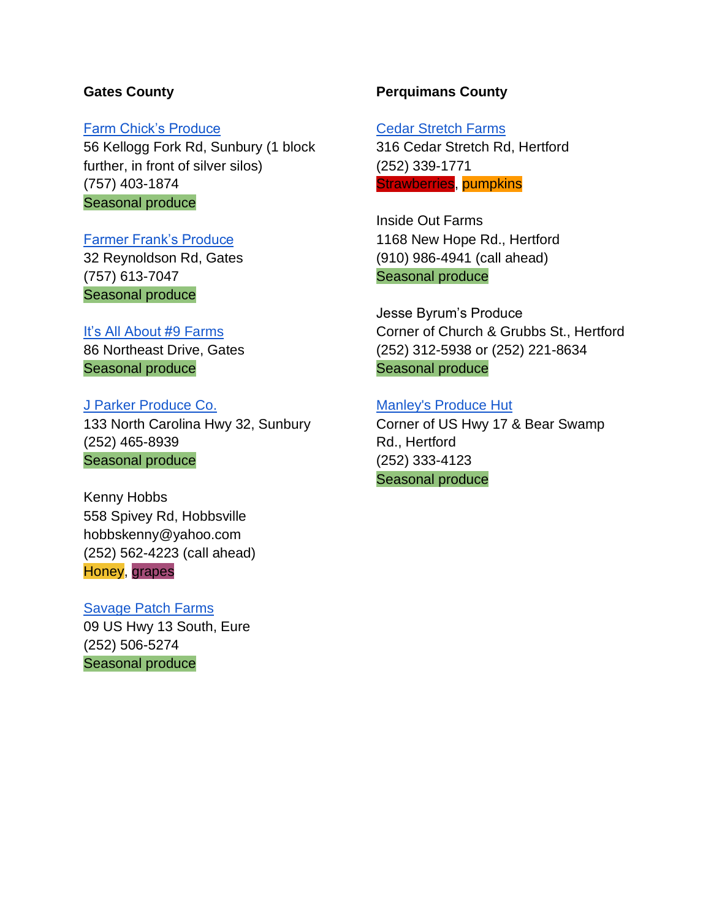**Gates County**

Farm Chick's Produce
56 Kellogg Fork Rd, Sunbury (1 block further, in front of silver silos)
(757) 403-1874
Seasonal produce

Farmer Frank's Produce
32 Reynoldson Rd, Gates
(757) 613-7047
Seasonal produce

It's All About #9 Farms
86 Northeast Drive, Gates
Seasonal produce

J Parker Produce Co.
133 North Carolina Hwy 32, Sunbury
(252) 465-8939
Seasonal produce

Kenny Hobbs
558 Spivey Rd, Hobbsville
hobbskenny@yahoo.com
(252) 562-4223 (call ahead)
Honey, grapes

Savage Patch Farms
09 US Hwy 13 South, Eure
(252) 506-5274
Seasonal produce

**Perquimans County**

Cedar Stretch Farms
316 Cedar Stretch Rd, Hertford
(252) 339-1771
Strawberries, pumpkins

Inside Out Farms
1168 New Hope Rd., Hertford
(910) 986-4941 (call ahead)
Seasonal produce

Jesse Byrum's Produce
Corner of Church & Grubbs St., Hertford
(252) 312-5938 or (252) 221-8634
Seasonal produce

Manley's Produce Hut
Corner of US Hwy 17 & Bear Swamp Rd., Hertford
(252) 333-4123
Seasonal produce